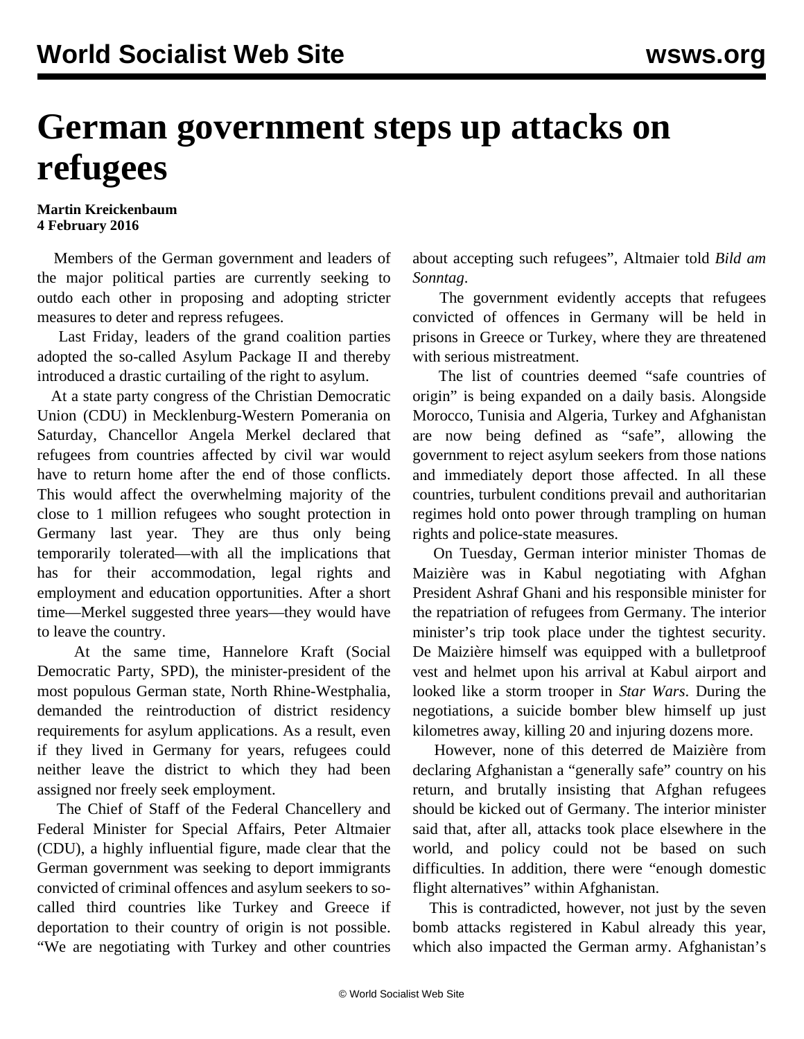# German government steps up attacks on refugees

**Martin Kreickenbaum**
**4 February 2016**

Members of the German government and leaders of the major political parties are currently seeking to outdo each other in proposing and adopting stricter measures to deter and repress refugees.

Last Friday, leaders of the grand coalition parties adopted the so-called Asylum Package II and thereby introduced a drastic curtailing of the right to asylum.

At a state party congress of the Christian Democratic Union (CDU) in Mecklenburg-Western Pomerania on Saturday, Chancellor Angela Merkel declared that refugees from countries affected by civil war would have to return home after the end of those conflicts. This would affect the overwhelming majority of the close to 1 million refugees who sought protection in Germany last year. They are thus only being temporarily tolerated—with all the implications that has for their accommodation, legal rights and employment and education opportunities. After a short time—Merkel suggested three years—they would have to leave the country.

At the same time, Hannelore Kraft (Social Democratic Party, SPD), the minister-president of the most populous German state, North Rhine-Westphalia, demanded the reintroduction of district residency requirements for asylum applications. As a result, even if they lived in Germany for years, refugees could neither leave the district to which they had been assigned nor freely seek employment.

The Chief of Staff of the Federal Chancellery and Federal Minister for Special Affairs, Peter Altmaier (CDU), a highly influential figure, made clear that the German government was seeking to deport immigrants convicted of criminal offences and asylum seekers to so-called third countries like Turkey and Greece if deportation to their country of origin is not possible. "We are negotiating with Turkey and other countries about accepting such refugees", Altmaier told *Bild am Sonntag*.

The government evidently accepts that refugees convicted of offences in Germany will be held in prisons in Greece or Turkey, where they are threatened with serious mistreatment.

The list of countries deemed "safe countries of origin" is being expanded on a daily basis. Alongside Morocco, Tunisia and Algeria, Turkey and Afghanistan are now being defined as "safe", allowing the government to reject asylum seekers from those nations and immediately deport those affected. In all these countries, turbulent conditions prevail and authoritarian regimes hold onto power through trampling on human rights and police-state measures.

On Tuesday, German interior minister Thomas de Maizière was in Kabul negotiating with Afghan President Ashraf Ghani and his responsible minister for the repatriation of refugees from Germany. The interior minister's trip took place under the tightest security. De Maizière himself was equipped with a bulletproof vest and helmet upon his arrival at Kabul airport and looked like a storm trooper in *Star Wars*. During the negotiations, a suicide bomber blew himself up just kilometres away, killing 20 and injuring dozens more.

However, none of this deterred de Maizière from declaring Afghanistan a "generally safe" country on his return, and brutally insisting that Afghan refugees should be kicked out of Germany. The interior minister said that, after all, attacks took place elsewhere in the world, and policy could not be based on such difficulties. In addition, there were "enough domestic flight alternatives" within Afghanistan.

This is contradicted, however, not just by the seven bomb attacks registered in Kabul already this year, which also impacted the German army. Afghanistan's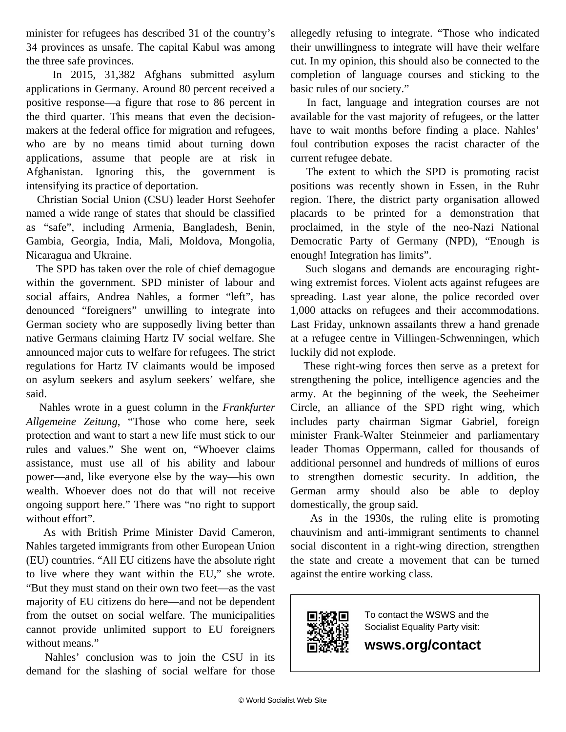minister for refugees has described 31 of the country's 34 provinces as unsafe. The capital Kabul was among the three safe provinces.

In 2015, 31,382 Afghans submitted asylum applications in Germany. Around 80 percent received a positive response—a figure that rose to 86 percent in the third quarter. This means that even the decision-makers at the federal office for migration and refugees, who are by no means timid about turning down applications, assume that people are at risk in Afghanistan. Ignoring this, the government is intensifying its practice of deportation.

Christian Social Union (CSU) leader Horst Seehofer named a wide range of states that should be classified as "safe", including Armenia, Bangladesh, Benin, Gambia, Georgia, India, Mali, Moldova, Mongolia, Nicaragua and Ukraine.

The SPD has taken over the role of chief demagogue within the government. SPD minister of labour and social affairs, Andrea Nahles, a former "left", has denounced "foreigners" unwilling to integrate into German society who are supposedly living better than native Germans claiming Hartz IV social welfare. She announced major cuts to welfare for refugees. The strict regulations for Hartz IV claimants would be imposed on asylum seekers and asylum seekers' welfare, she said.

Nahles wrote in a guest column in the *Frankfurter Allgemeine Zeitung*, "Those who come here, seek protection and want to start a new life must stick to our rules and values." She went on, "Whoever claims assistance, must use all of his ability and labour power—and, like everyone else by the way—his own wealth. Whoever does not do that will not receive ongoing support here." There was "no right to support without effort".

As with British Prime Minister David Cameron, Nahles targeted immigrants from other European Union (EU) countries. "All EU citizens have the absolute right to live where they want within the EU," she wrote. "But they must stand on their own two feet—as the vast majority of EU citizens do here—and not be dependent from the outset on social welfare. The municipalities cannot provide unlimited support to EU foreigners without means."

Nahles' conclusion was to join the CSU in its demand for the slashing of social welfare for those allegedly refusing to integrate. "Those who indicated their unwillingness to integrate will have their welfare cut. In my opinion, this should also be connected to the completion of language courses and sticking to the basic rules of our society."

In fact, language and integration courses are not available for the vast majority of refugees, or the latter have to wait months before finding a place. Nahles' foul contribution exposes the racist character of the current refugee debate.

The extent to which the SPD is promoting racist positions was recently shown in Essen, in the Ruhr region. There, the district party organisation allowed placards to be printed for a demonstration that proclaimed, in the style of the neo-Nazi National Democratic Party of Germany (NPD), "Enough is enough! Integration has limits".

Such slogans and demands are encouraging right-wing extremist forces. Violent acts against refugees are spreading. Last year alone, the police recorded over 1,000 attacks on refugees and their accommodations. Last Friday, unknown assailants threw a hand grenade at a refugee centre in Villingen-Schwenningen, which luckily did not explode.

These right-wing forces then serve as a pretext for strengthening the police, intelligence agencies and the army. At the beginning of the week, the Seeheimer Circle, an alliance of the SPD right wing, which includes party chairman Sigmar Gabriel, foreign minister Frank-Walter Steinmeier and parliamentary leader Thomas Oppermann, called for thousands of additional personnel and hundreds of millions of euros to strengthen domestic security. In addition, the German army should also be able to deploy domestically, the group said.

As in the 1930s, the ruling elite is promoting chauvinism and anti-immigrant sentiments to channel social discontent in a right-wing direction, strengthen the state and create a movement that can be turned against the entire working class.

To contact the WSWS and the Socialist Equality Party visit:

**wsws.org/contact**